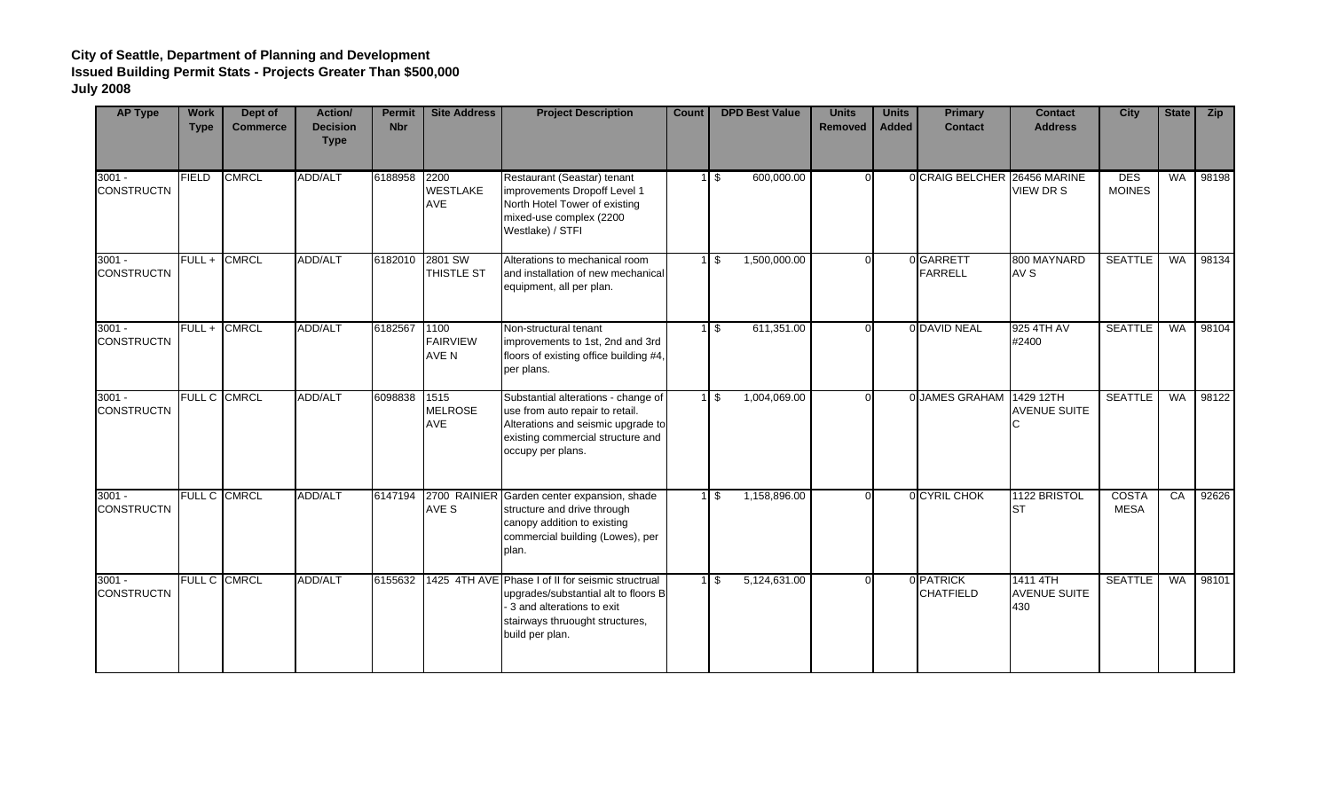**City of Seattle, Department of Planning and Development**
**Issued Building Permit Stats - Projects Greater Than $500,000**
**July 2008**

| AP Type | Work Type | Dept of Commerce | Action/ Decision Type | Permit Nbr | Site Address | Project Description | Count | DPD Best Value | Units Removed | Units Added | Primary Contact | Contact Address | City | State | Zip |
|---|---|---|---|---|---|---|---|---|---|---|---|---|---|---|---|
| 3001 - CONSTRUCTN | FIELD | CMRCL | ADD/ALT | 6188958 | 2200 WESTLAKE AVE | Restaurant (Seastar) tenant improvements Dropoff Level 1 North Hotel Tower of existing mixed-use complex (2200 Westlake) / STFI | 1 | $ 600,000.00 | 0 | 0 | CRAIG BELCHER | 26456 MARINE VIEW DR S | DES MOINES | WA | 98198 |
| 3001 - CONSTRUCTN | FULL + | CMRCL | ADD/ALT | 6182010 | 2801 SW THISTLE ST | Alterations to mechanical room and installation of new mechanical equipment, all per plan. | 1 | $ 1,500,000.00 | 0 | 0 | GARRETT FARRELL | 800 MAYNARD AV S | SEATTLE | WA | 98134 |
| 3001 - CONSTRUCTN | FULL + | CMRCL | ADD/ALT | 6182567 | 1100 FAIRVIEW AVE N | Non-structural tenant improvements to 1st, 2nd and 3rd floors of existing office building #4, per plans. | 1 | $ 611,351.00 | 0 | 0 | DAVID NEAL | 925 4TH AV #2400 | SEATTLE | WA | 98104 |
| 3001 - CONSTRUCTN | FULL C | CMRCL | ADD/ALT | 6098838 | 1515 MELROSE AVE | Substantial alterations - change of use from auto repair to retail. Alterations and seismic upgrade to existing commercial structure and occupy per plans. | 1 | $ 1,004,069.00 | 0 | 0 | JAMES GRAHAM | 1429 12TH AVENUE SUITE C | SEATTLE | WA | 98122 |
| 3001 - CONSTRUCTN | FULL C | CMRCL | ADD/ALT | 6147194 | 2700 RAINIER AVE S | Garden center expansion, shade structure and drive through canopy addition to existing commercial building (Lowes), per plan. | 1 | $ 1,158,896.00 | 0 | 0 | CYRIL CHOK | 1122 BRISTOL ST | COSTA MESA | CA | 92626 |
| 3001 - CONSTRUCTN | FULL C | CMRCL | ADD/ALT | 6155632 | 1425 4TH AVE | Phase I of II for seismic structrual upgrades/substantial alt to floors B - 3 and alterations to exit stairways thruought structures, build per plan. | 1 | $ 5,124,631.00 | 0 | 0 | PATRICK CHATFIELD | 1411 4TH AVENUE SUITE 430 | SEATTLE | WA | 98101 |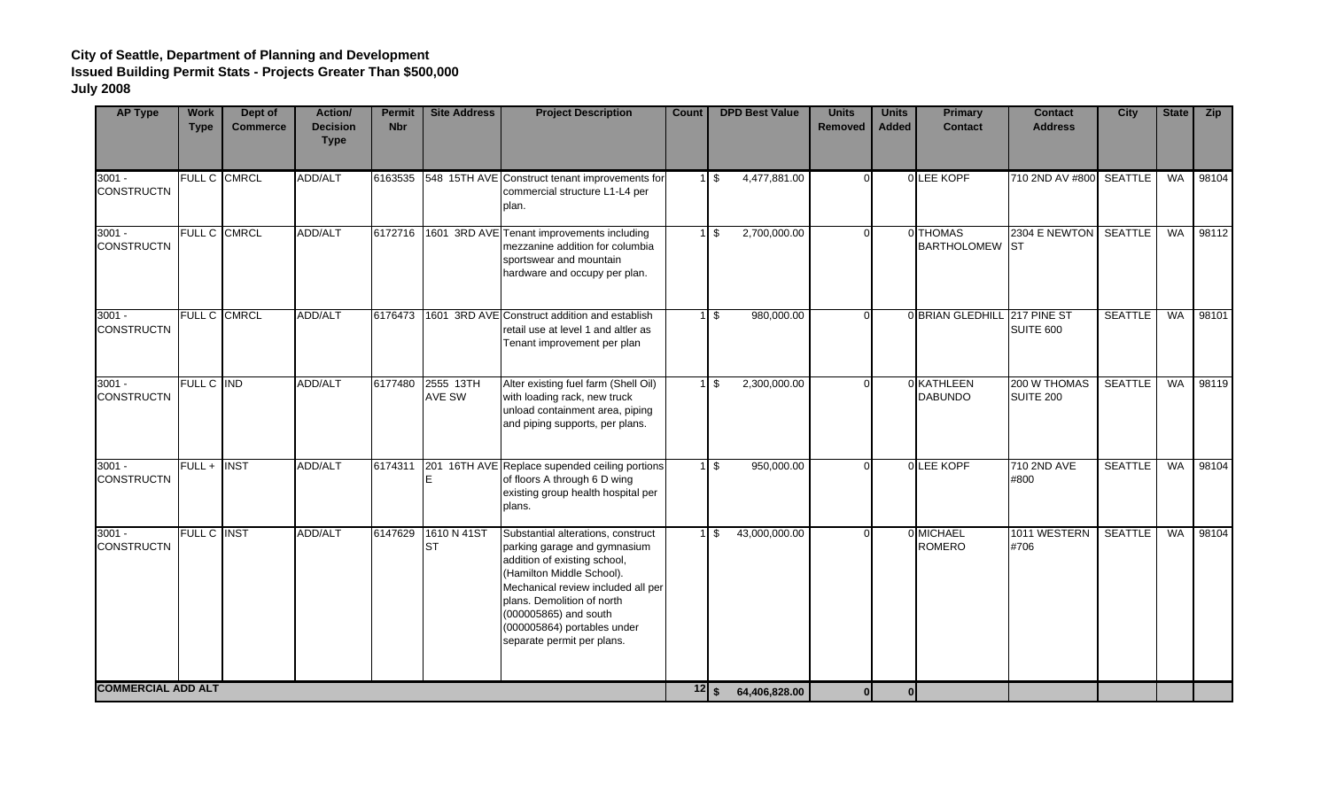**City of Seattle, Department of Planning and Development**
**Issued Building Permit Stats - Projects Greater Than $500,000**
**July 2008**

| AP Type | Work Type | Dept of Commerce | Action/ Decision Type | Permit Nbr | Site Address | Project Description | Count | DPD Best Value | Units Removed | Units Added | Primary Contact | Contact Address | City | State | Zip |
|---|---|---|---|---|---|---|---|---|---|---|---|---|---|---|---|
| 3001 - CONSTRUCTN | FULL C | CMRCL | ADD/ALT | 6163535 | 548 15TH AVE | Construct tenant improvements for commercial structure L1-L4 per plan. | 1 | $ 4,477,881.00 | 0 | 0 | LEE KOPF | 710 2ND AV #800 | SEATTLE | WA | 98104 |
| 3001 - CONSTRUCTN | FULL C | CMRCL | ADD/ALT | 6172716 | 1601 3RD AVE | Tenant improvements including mezzanine addition for columbia sportswear and mountain hardware and occupy per plan. | 1 | $ 2,700,000.00 | 0 | 0 | THOMAS BARTHOLOMEW | 2304 E NEWTON ST | SEATTLE | WA | 98112 |
| 3001 - CONSTRUCTN | FULL C | CMRCL | ADD/ALT | 6176473 | 1601 3RD AVE | Construct addition and establish retail use at level 1 and altler as Tenant improvement per plan | 1 | $ 980,000.00 | 0 | 0 | BRIAN GLEDHILL | 217 PINE ST SUITE 600 | SEATTLE | WA | 98101 |
| 3001 - CONSTRUCTN | FULL C | IND | ADD/ALT | 6177480 | 2555 13TH AVE SW | Alter existing fuel farm (Shell Oil) with loading rack, new truck unload containment area, piping and piping supports, per plans. | 1 | $ 2,300,000.00 | 0 | 0 | KATHLEEN DABUNDO | 200 W THOMAS SUITE 200 | SEATTLE | WA | 98119 |
| 3001 - CONSTRUCTN | FULL + | INST | ADD/ALT | 6174311 | 201 16TH AVE E | Replace supended ceiling portions of floors A through 6 D wing existing group health hospital per plans. | 1 | $ 950,000.00 | 0 | 0 | LEE KOPF | 710 2ND AVE #800 | SEATTLE | WA | 98104 |
| 3001 - CONSTRUCTN | FULL C | INST | ADD/ALT | 6147629 | 1610 N 41ST ST | Substantial alterations, construct parking garage and gymnasium addition of existing school, (Hamilton Middle School). Mechanical review included all per plans. Demolition of north (000005865) and south (000005864) portables under separate permit per plans. | 1 | $ 43,000,000.00 | 0 | 0 | MICHAEL ROMERO | 1011 WESTERN #706 | SEATTLE | WA | 98104 |
| **COMMERCIAL ADD ALT** | | | | | | | **12** | **$ 64,406,828.00** | **0** | **0** | | | | | |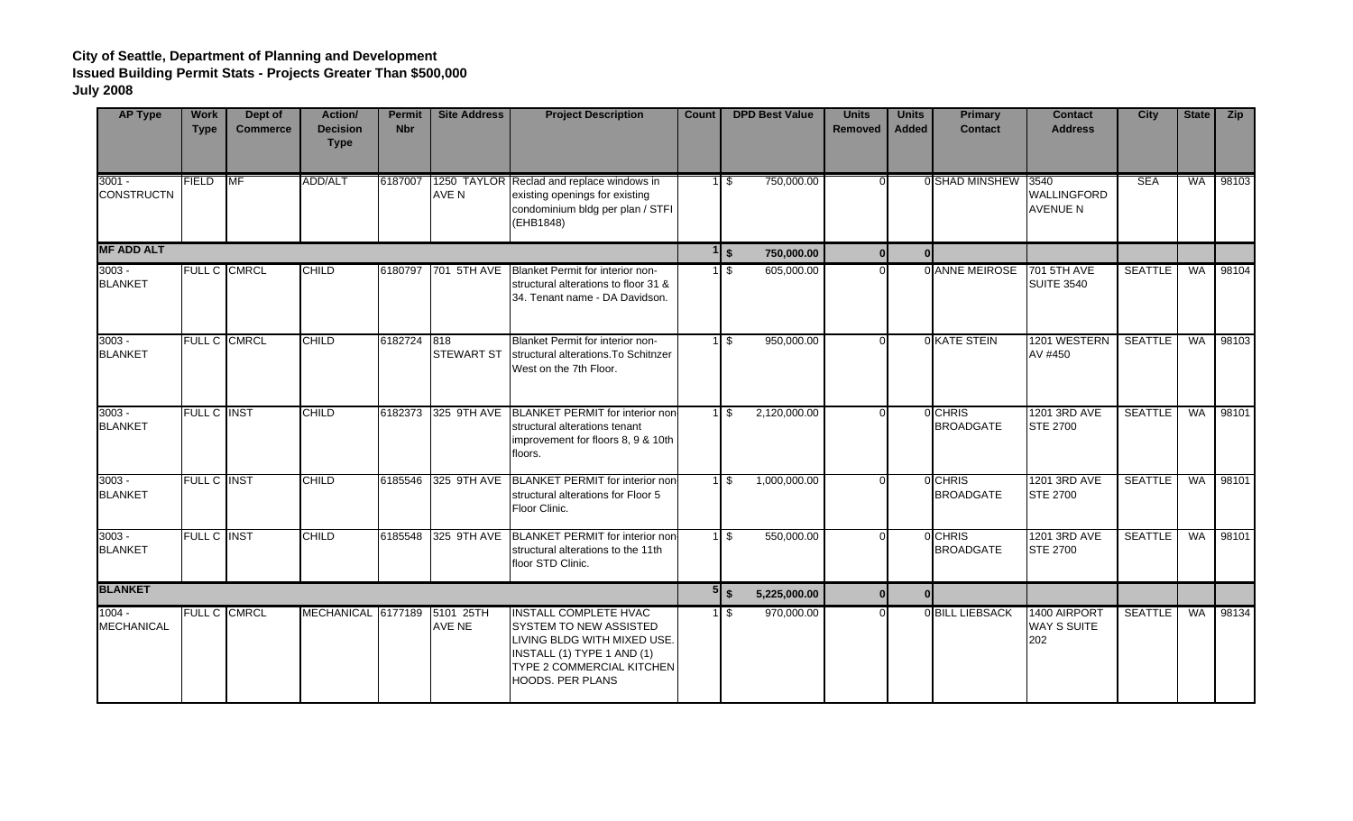**City of Seattle, Department of Planning and Development**
**Issued Building Permit Stats - Projects Greater Than $500,000**
**July 2008**

| AP Type | Work Type | Dept of Commerce | Action/ Decision Type | Permit Nbr | Site Address | Project Description | Count | DPD Best Value | Units Removed | Units Added | Primary Contact | Contact Address | City | State | Zip |
|---|---|---|---|---|---|---|---|---|---|---|---|---|---|---|---|
| 3001 - CONSTRUCTN | FIELD | MF | ADD/ALT | 6187007 | 1250 TAYLOR AVE N | Reclad and replace windows in existing openings for existing condominium bldg per plan / STFI (EHB1848) | 1 | $ 750,000.00 | 0 | 0 | SHAD MINSHEW | 3540 WALLINGFORD AVENUE N | SEA | WA | 98103 |
| **MF ADD ALT** | | | | | | | **1** | **$ 750,000.00** | **0** | **0** | | | | | |
| 3003 - BLANKET | FULL C | CMRCL | CHILD | 6180797 | 701 5TH AVE | Blanket Permit for interior non-structural alterations to floor 31 & 34. Tenant name - DA Davidson. | 1 | $ 605,000.00 | 0 | 0 | ANNE MEIROSE | 701 5TH AVE SUITE 3540 | SEATTLE | WA | 98104 |
| 3003 - BLANKET | FULL C | CMRCL | CHILD | 6182724 | 818 STEWART ST | Blanket Permit for interior non-structural alterations.To Schitnzer West on the 7th Floor. | 1 | $ 950,000.00 | 0 | 0 | KATE STEIN | 1201 WESTERN AV #450 | SEATTLE | WA | 98103 |
| 3003 - BLANKET | FULL C | INST | CHILD | 6182373 | 325 9TH AVE | BLANKET PERMIT for interior non structural alterations tenant improvement for floors 8, 9 & 10th floors. | 1 | $ 2,120,000.00 | 0 | 0 | CHRIS BROADGATE | 1201 3RD AVE STE 2700 | SEATTLE | WA | 98101 |
| 3003 - BLANKET | FULL C | INST | CHILD | 6185546 | 325 9TH AVE | BLANKET PERMIT for interior non structural alterations for Floor 5 Floor Clinic. | 1 | $ 1,000,000.00 | 0 | 0 | CHRIS BROADGATE | 1201 3RD AVE STE 2700 | SEATTLE | WA | 98101 |
| 3003 - BLANKET | FULL C | INST | CHILD | 6185548 | 325 9TH AVE | BLANKET PERMIT for interior non structural alterations to the 11th floor STD Clinic. | 1 | $ 550,000.00 | 0 | 0 | CHRIS BROADGATE | 1201 3RD AVE STE 2700 | SEATTLE | WA | 98101 |
| **BLANKET** | | | | | | | **5** | **$ 5,225,000.00** | **0** | **0** | | | | | |
| 1004 - MECHANICAL | FULL C | CMRCL | MECHANICAL | 6177189 | 5101 25TH AVE NE | INSTALL COMPLETE HVAC SYSTEM TO NEW ASSISTED LIVING BLDG WITH MIXED USE. INSTALL (1) TYPE 1 AND (1) TYPE 2 COMMERCIAL KITCHEN HOODS. PER PLANS | 1 | $ 970,000.00 | 0 | 0 | BILL LIEBSACK | 1400 AIRPORT WAY S SUITE 202 | SEATTLE | WA | 98134 |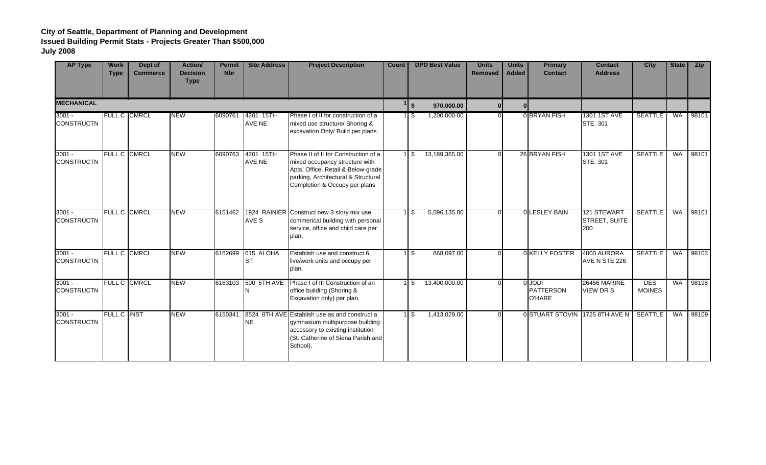**City of Seattle, Department of Planning and Development**
**Issued Building Permit Stats - Projects Greater Than $500,000**
**July 2008**

| AP Type | Work Type | Dept of Commerce | Action/ Decision Type | Permit Nbr | Site Address | Project Description | Count | DPD Best Value | Units Removed | Units Added | Primary Contact | Contact Address | City | State | Zip |
|---|---|---|---|---|---|---|---|---|---|---|---|---|---|---|---|
| **MECHANICAL** | | | | | | | **1** | **$ 970,000.00** | **0** | **0** | | | | | |
| 3001 - CONSTRUCTN | FULL C | CMRCL | NEW | 6090761 | 4201 15TH AVE NE | Phase I of II for construction of a mixed use structure/ Shoring & excavation Only/ Build per plans. | 1 | $ 1,200,000.00 | 0 | 0 | BRYAN FISH | 1301 1ST AVE STE. 301 | SEATTLE | WA | 98101 |
| 3001 - CONSTRUCTN | FULL C | CMRCL | NEW | 6090763 | 4201 15TH AVE NE | Phase II of II for Construction of a mixed occupancy structure with Apts, Office, Retail & Below-grade parking, Architectural & Structural Completion & Occupy per plans | 1 | $ 13,189,365.00 | 0 | 26 | BRYAN FISH | 1301 1ST AVE STE. 301 | SEATTLE | WA | 98101 |
| 3001 - CONSTRUCTN | FULL C | CMRCL | NEW | 6151462 | 1924 RAINIER AVE S | Construct new 3 story mix use commerical building with personal service, office and child care per plan. | 1 | $ 5,096,135.00 | 0 | 0 | LESLEY BAIN | 121 STEWART STREET, SUITE 200 | SEATTLE | WA | 98101 |
| 3001 - CONSTRUCTN | FULL C | CMRCL | NEW | 6162699 | 615 ALOHA ST | Establish use and construct 6 live/work units and occupy per plan. | 1 | $ 868,097.00 | 0 | 0 | KELLY FOSTER | 4000 AURORA AVE N STE 226 | SEATTLE | WA | 98103 |
| 3001 - CONSTRUCTN | FULL C | CMRCL | NEW | 6163103 | 500 5TH AVE N | Phase I of III Construction of an office building (Shoring & Excavation only) per plan. | 1 | $ 13,400,000.00 | 0 | 0 | JODI PATTERSON O'HARE | 26456 MARINE VIEW DR S | DES MOINES | WA | 98198 |
| 3001 - CONSTRUCTN | FULL C | INST | NEW | 6150341 | 8524 8TH AVE NE | Establish use as and construct a gymnasium multipurpose building accessory to existing institution (St. Catherine of Siena Parish and School). | 1 | $ 1,413,029.00 | 0 | 0 | STUART STOVIN | 1725 8TH AVE N | SEATTLE | WA | 98109 |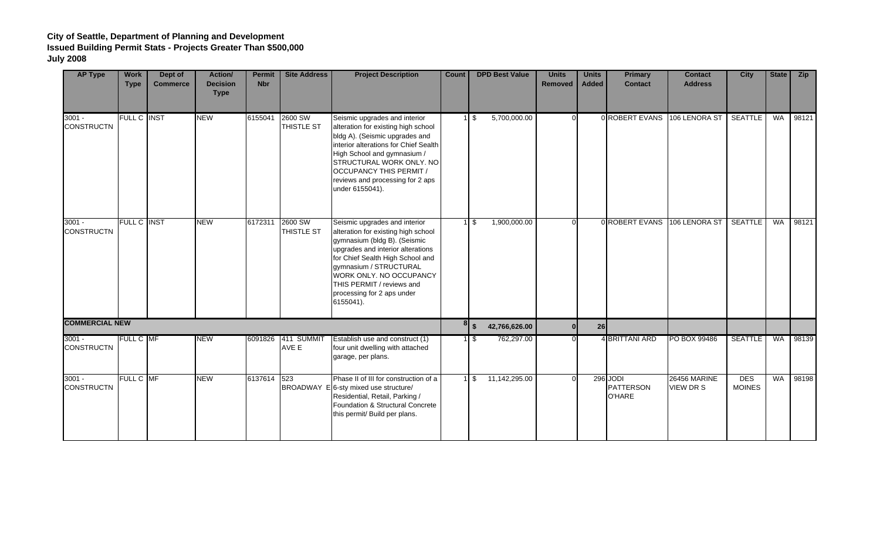**City of Seattle, Department of Planning and Development**
**Issued Building Permit Stats - Projects Greater Than $500,000**
**July 2008**

| AP Type | Work Type | Dept of Commerce | Action/ Decision Type | Permit Nbr | Site Address | Project Description | Count | DPD Best Value | Units Removed | Units Added | Primary Contact | Contact Address | City | State | Zip |
|---|---|---|---|---|---|---|---|---|---|---|---|---|---|---|---|
| 3001 - CONSTRUCTN | FULL C | INST | NEW | 6155041 | 2600 SW THISTLE ST | Seismic upgrades and interior alteration for existing high school bldg A). (Seismic upgrades and interior alterations for Chief Sealth High School and gymnasium / STRUCTURAL WORK ONLY. NO OCCUPANCY THIS PERMIT / reviews and processing for 2 aps under 6155041). | 1 | $ 5,700,000.00 | 0 | 0 | ROBERT EVANS | 106 LENORA ST | SEATTLE | WA | 98121 |
| 3001 - CONSTRUCTN | FULL C | INST | NEW | 6172311 | 2600 SW THISTLE ST | Seismic upgrades and interior alteration for existing high school gymnasium (bldg B). (Seismic upgrades and interior alterations for Chief Sealth High School and gymnasium / STRUCTURAL WORK ONLY. NO OCCUPANCY THIS PERMIT / reviews and processing for 2 aps under 6155041). | 1 | $ 1,900,000.00 | 0 | 0 | ROBERT EVANS | 106 LENORA ST | SEATTLE | WA | 98121 |
| **COMMERCIAL NEW** | | | | | | | **8** | **$ 42,766,626.00** | **0** | **26** | | | | | |
| 3001 - CONSTRUCTN | FULL C | MF | NEW | 6091826 | 411 SUMMIT AVE E | Establish use and construct (1) four unit dwelling with attached garage, per plans. | 1 | $ 762,297.00 | 0 | 4 | BRITTANI ARD | PO BOX 99486 | SEATTLE | WA | 98139 |
| 3001 - CONSTRUCTN | FULL C | MF | NEW | 6137614 | 523 BROADWAY E | Phase II of III for construction of a 6-sty mixed use structure/ Residential, Retail, Parking / Foundation & Structural Concrete this permit/ Build per plans. | 1 | $ 11,142,295.00 | 0 | 296 | JODI PATTERSON O'HARE | 26456 MARINE VIEW DR S | DES MOINES | WA | 98198 |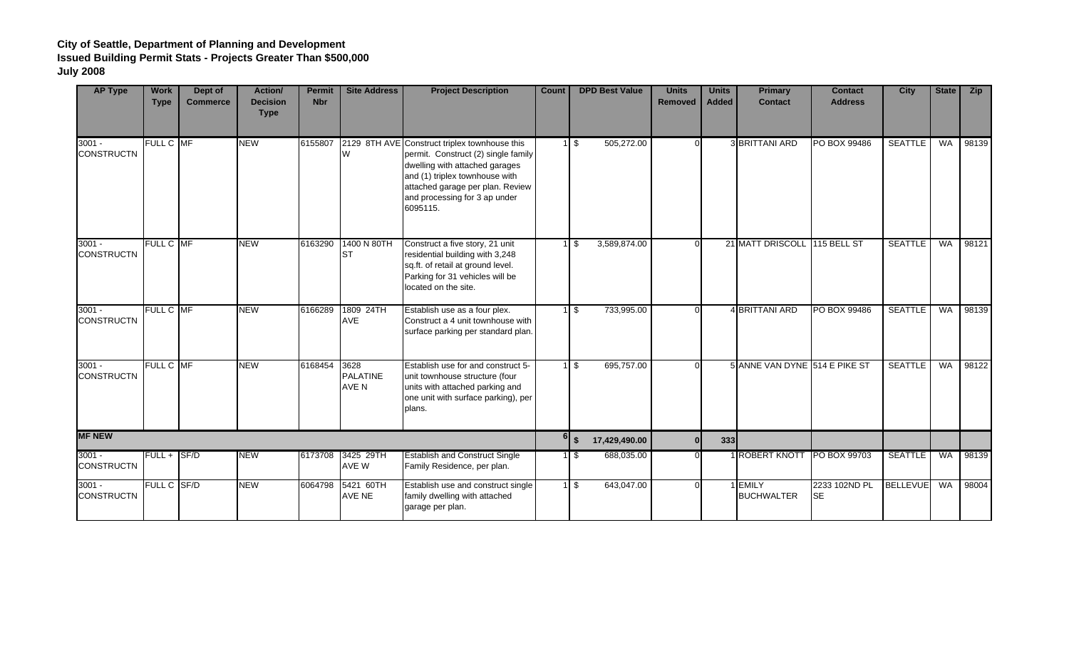**City of Seattle, Department of Planning and Development**
**Issued Building Permit Stats - Projects Greater Than $500,000**
**July 2008**

| AP Type | Work Type | Dept of Commerce | Action/ Decision Type | Permit Nbr | Site Address | Project Description | Count | DPD Best Value | Units Removed | Units Added | Primary Contact | Contact Address | City | State | Zip |
|---|---|---|---|---|---|---|---|---|---|---|---|---|---|---|---|
| 3001 - CONSTRUCTN | FULL C | MF | NEW | 6155807 | 2129 8TH AVE W | Construct triplex townhouse this permit. Construct (2) single family dwelling with attached garages and (1) triplex townhouse with attached garage per plan. Review and processing for 3 ap under 6095115. | 1 | $ 505,272.00 | 0 | 3 | BRITTANI ARD | PO BOX 99486 | SEATTLE | WA | 98139 |
| 3001 - CONSTRUCTN | FULL C | MF | NEW | 6163290 | 1400 N 80TH ST | Construct a five story, 21 unit residential building with 3,248 sq.ft. of retail at ground level. Parking for 31 vehicles will be located on the site. | 1 | $ 3,589,874.00 | 0 | 21 | MATT DRISCOLL | 115 BELL ST | SEATTLE | WA | 98121 |
| 3001 - CONSTRUCTN | FULL C | MF | NEW | 6166289 | 1809 24TH AVE | Establish use as a four plex. Construct a 4 unit townhouse with surface parking per standard plan. | 1 | $ 733,995.00 | 0 | 4 | BRITTANI ARD | PO BOX 99486 | SEATTLE | WA | 98139 |
| 3001 - CONSTRUCTN | FULL C | MF | NEW | 6168454 | 3628 PALATINE AVE N | Establish use for and construct 5-unit townhouse structure (four units with attached parking and one unit with surface parking), per plans. | 1 | $ 695,757.00 | 0 | 5 | ANNE VAN DYNE | 514 E PIKE ST | SEATTLE | WA | 98122 |
| **MF NEW** | | | | | | | **6** | **$ 17,429,490.00** | **0** | **333** | | | | | |
| 3001 - CONSTRUCTN | FULL + | SF/D | NEW | 6173708 | 3425 29TH AVE W | Establish and Construct Single Family Residence, per plan. | 1 | $ 688,035.00 | 0 | 1 | ROBERT KNOTT | PO BOX 99703 | SEATTLE | WA | 98139 |
| 3001 - CONSTRUCTN | FULL C | SF/D | NEW | 6064798 | 5421 60TH AVE NE | Establish use and construct single family dwelling with attached garage per plan. | 1 | $ 643,047.00 | 0 | 1 | EMILY BUCHWALTER | 2233 102ND PL SE | BELLEVUE | WA | 98004 |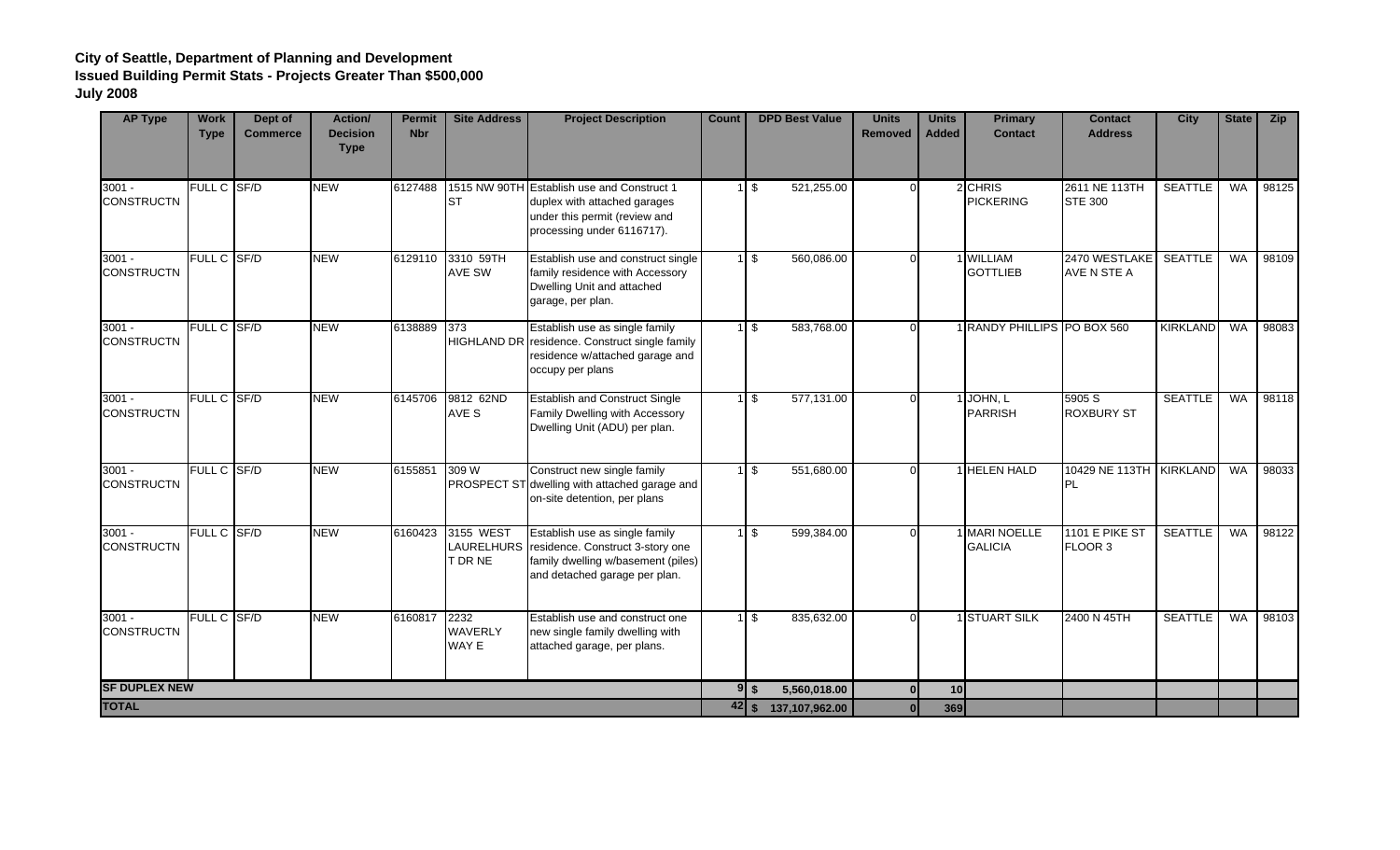**City of Seattle, Department of Planning and Development**
**Issued Building Permit Stats - Projects Greater Than $500,000**
**July 2008**

| AP Type | Work Type | Dept of Commerce | Action/ Decision Type | Permit Nbr | Site Address | Project Description | Count | DPD Best Value | Units Removed | Units Added | Primary Contact | Contact Address | City | State | Zip |
|---|---|---|---|---|---|---|---|---|---|---|---|---|---|---|---|
| 3001 - CONSTRUCTN | FULL C | SF/D | NEW | 6127488 | 1515 NW 90TH ST | Establish use and Construct 1 duplex with attached garages under this permit (review and processing under 6116717). | 1 | $ 521,255.00 | 0 | 2 | CHRIS PICKERING | 2611 NE 113TH STE 300 | SEATTLE | WA | 98125 |
| 3001 - CONSTRUCTN | FULL C | SF/D | NEW | 6129110 | 3310 59TH AVE SW | Establish use and construct single family residence with Accessory Dwelling Unit and attached garage, per plan. | 1 | $ 560,086.00 | 0 | 1 | WILLIAM GOTTLIEB | 2470 WESTLAKE AVE N STE A | SEATTLE | WA | 98109 |
| 3001 - CONSTRUCTN | FULL C | SF/D | NEW | 6138889 | 373 HIGHLAND DR | Establish use as single family residence. Construct single family residence w/attached garage and occupy per plans | 1 | $ 583,768.00 | 0 | 1 | RANDY PHILLIPS | PO BOX 560 | KIRKLAND | WA | 98083 |
| 3001 - CONSTRUCTN | FULL C | SF/D | NEW | 6145706 | 9812 62ND AVE S | Establish and Construct Single Family Dwelling with Accessory Dwelling Unit (ADU) per plan. | 1 | $ 577,131.00 | 0 | 1 | JOHN, L PARRISH | 5905 S ROXBURY ST | SEATTLE | WA | 98118 |
| 3001 - CONSTRUCTN | FULL C | SF/D | NEW | 6155851 | 309 W PROSPECT ST | Construct new single family dwelling with attached garage and on-site detention, per plans | 1 | $ 551,680.00 | 0 | 1 | HELEN HALD | 10429 NE 113TH PL | KIRKLAND | WA | 98033 |
| 3001 - CONSTRUCTN | FULL C | SF/D | NEW | 6160423 | 3155 WEST LAURELHURST DR NE | Establish use as single family residence. Construct 3-story one family dwelling w/basement (piles) and detached garage per plan. | 1 | $ 599,384.00 | 0 | 1 | MARI NOELLE GALICIA | 1101 E PIKE ST FLOOR 3 | SEATTLE | WA | 98122 |
| 3001 - CONSTRUCTN | FULL C | SF/D | NEW | 6160817 | 2232 WAVERLY WAY E | Establish use and construct one new single family dwelling with attached garage, per plans. | 1 | $ 835,632.00 | 0 | 1 | STUART SILK | 2400 N 45TH | SEATTLE | WA | 98103 |
| **SF DUPLEX NEW** | | | | | | | **9** | **$ 5,560,018.00** | **0** | **10** | | | | | |
| **TOTAL** | | | | | | | **42** | **$ 137,107,962.00** | **0** | **369** | | | | | |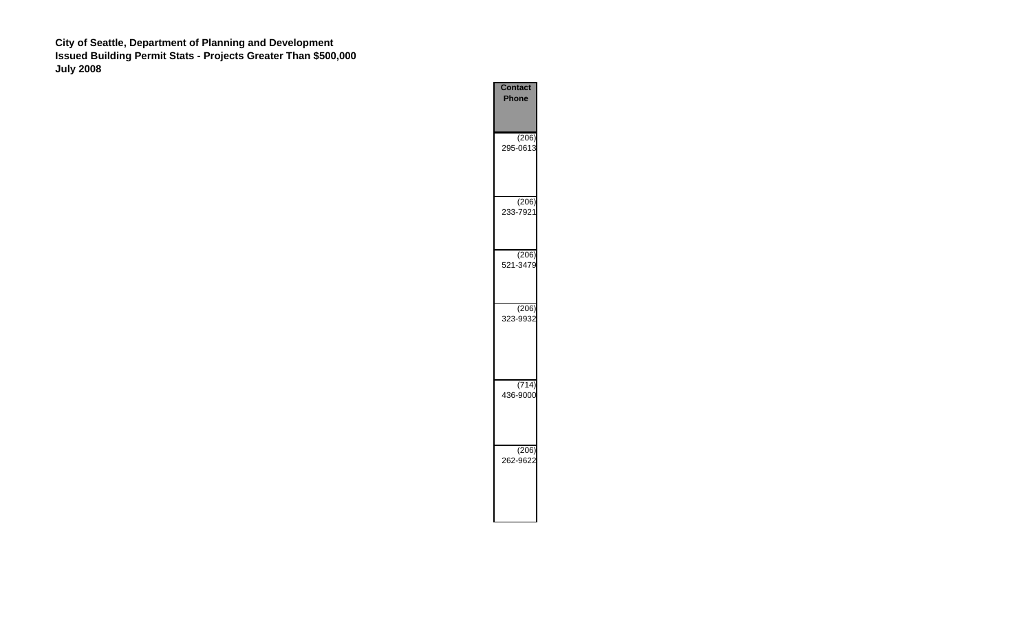**City of Seattle, Department of Planning and Development**
**Issued Building Permit Stats - Projects Greater Than $500,000**
**July 2008**

| Contact Phone |
| --- |
| (206) 295-0613 |
| (206) 233-7921 |
| (206) 521-3479 |
| (206) 323-9932 |
| (714) 436-9000 |
| (206) 262-9622 |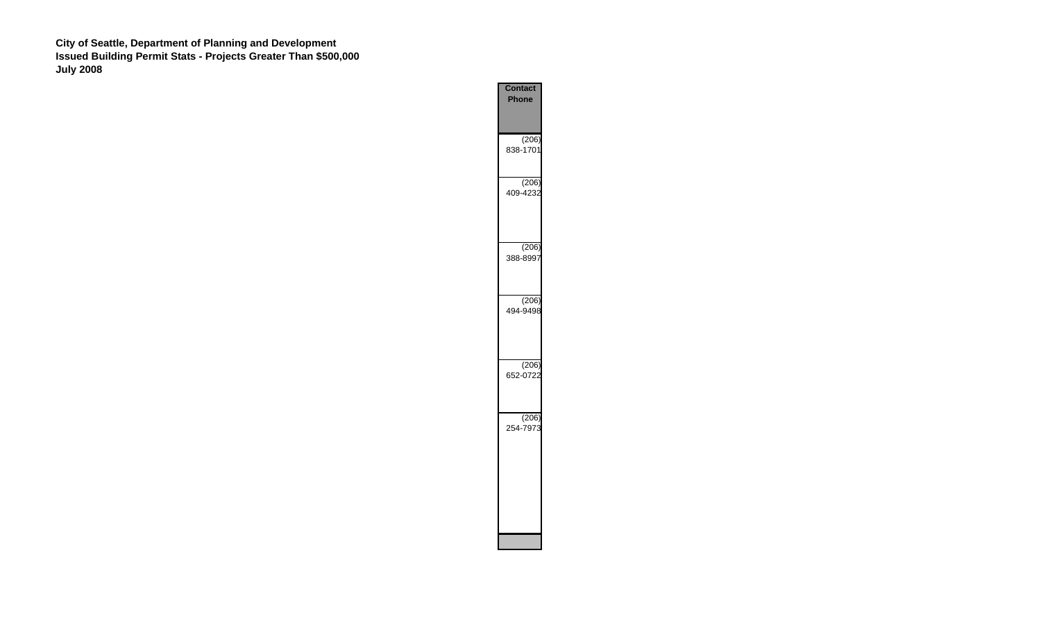**City of Seattle, Department of Planning and Development**
**Issued Building Permit Stats - Projects Greater Than $500,000**
**July 2008**

| Contact Phone |
|---|
| (206) 838-1701 |
| (206) 409-4232 |
| (206) 388-8997 |
| (206) 494-9498 |
| (206) 652-0722 |
| (206) 254-7973 |
| |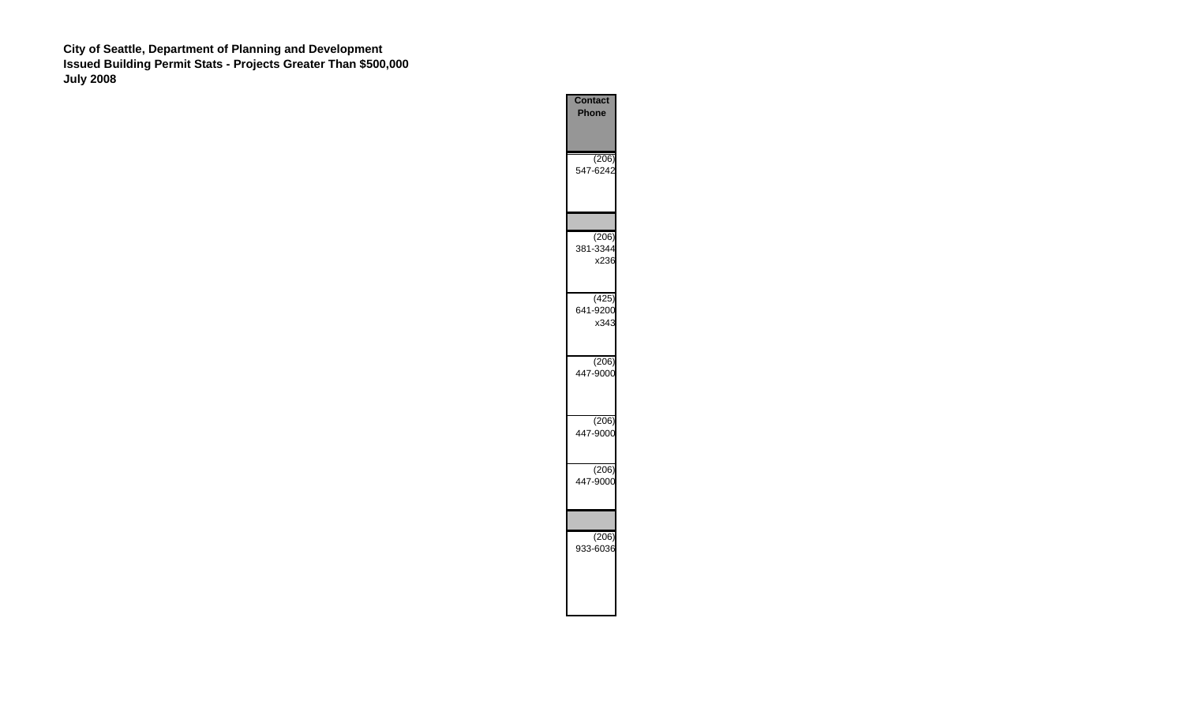**City of Seattle, Department of Planning and Development**
**Issued Building Permit Stats - Projects Greater Than $500,000**
**July 2008**

| Contact Phone |
|---|
| (206) 547-6242 |
| |
| (206) 381-3344 x236 |
| (425) 641-9200 x343 |
| (206) 447-9000 |
| (206) 447-9000 |
| (206) 447-9000 |
| |
| (206) 933-6036 |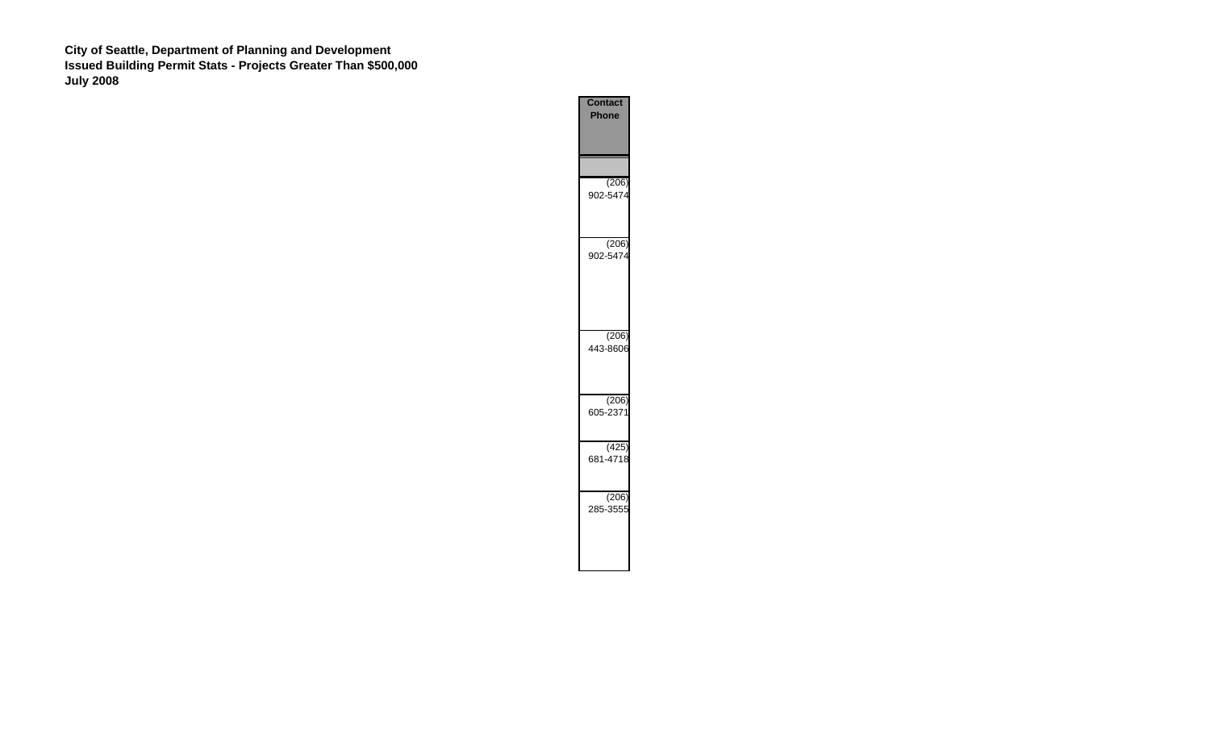**City of Seattle, Department of Planning and Development**
**Issued Building Permit Stats - Projects Greater Than $500,000**
**July 2008**

| Contact Phone |
|---|
| |
| (206) 902-5474 |
| (206) 902-5474 |
| (206) 443-8606 |
| (206) 605-2371 |
| (425) 681-4718 |
| (206) 285-3555 |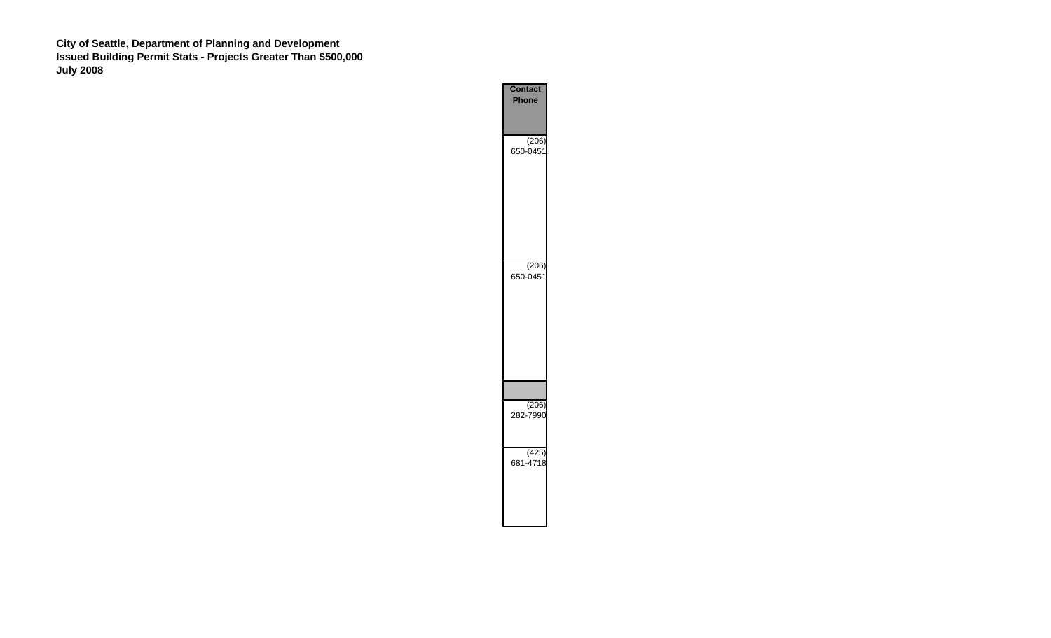**City of Seattle, Department of Planning and Development**
**Issued Building Permit Stats - Projects Greater Than $500,000**
**July 2008**

| Contact Phone |
|---|
| (206) 650-0451 |
| (206) 650-0451 |
| |
| (206) 282-7990 |
| (425) 681-4718 |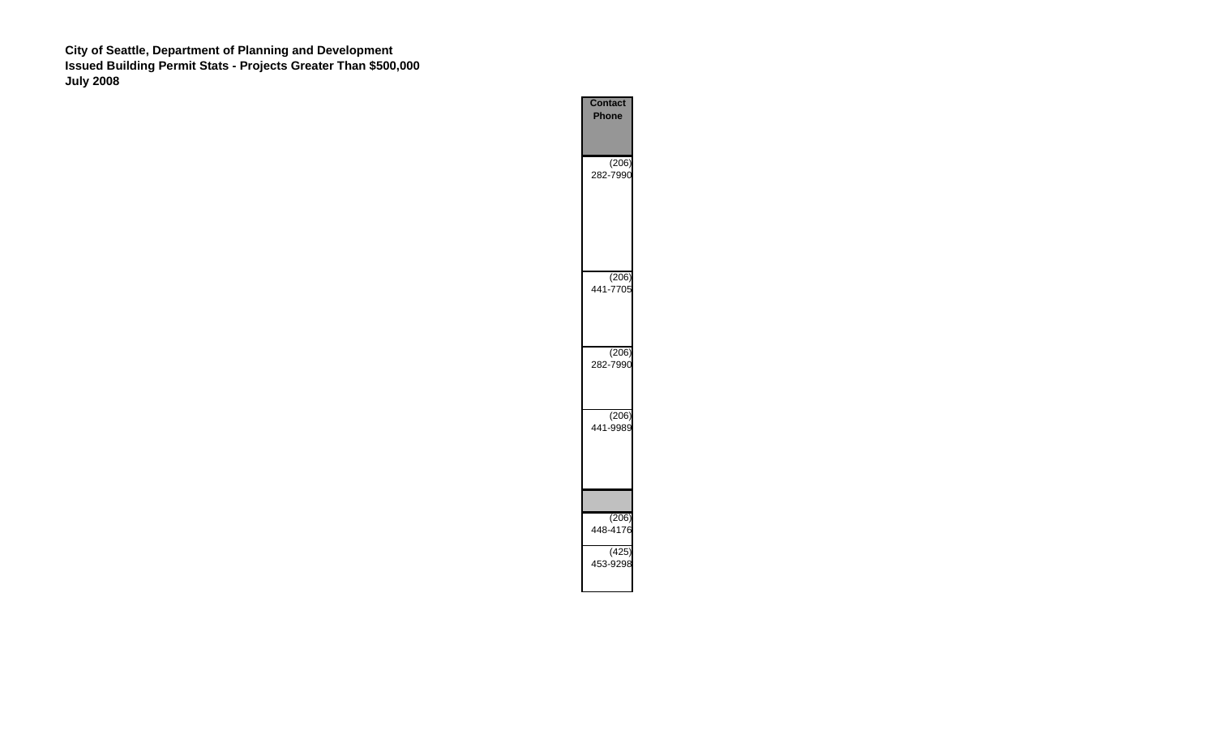**City of Seattle, Department of Planning and Development**
**Issued Building Permit Stats - Projects Greater Than $500,000**
**July 2008**

| Contact Phone |
|---|
| (206) 282-7990 |
| (206) 441-7705 |
| (206) 282-7990 |
| (206) 441-9989 |
| |
| (206) 448-4176 |
| (425) 453-9298 |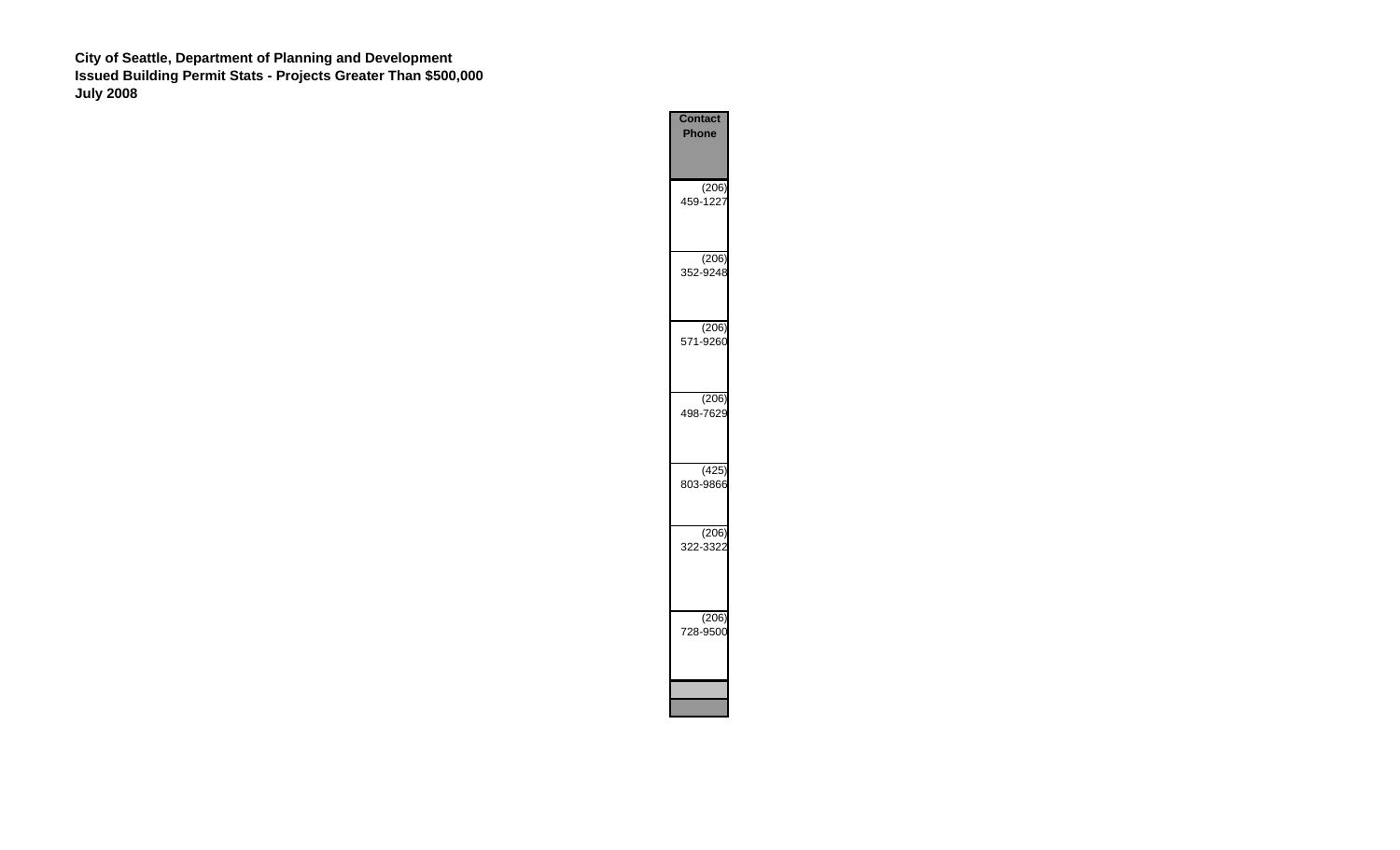**City of Seattle, Department of Planning and Development**
**Issued Building Permit Stats - Projects Greater Than $500,000**
**July 2008**

| Contact Phone |
|---|
| (206) 459-1227 |
| (206) 352-9248 |
| (206) 571-9260 |
| (206) 498-7629 |
| (425) 803-9866 |
| (206) 322-3322 |
| (206) 728-9500 |
| |
| |